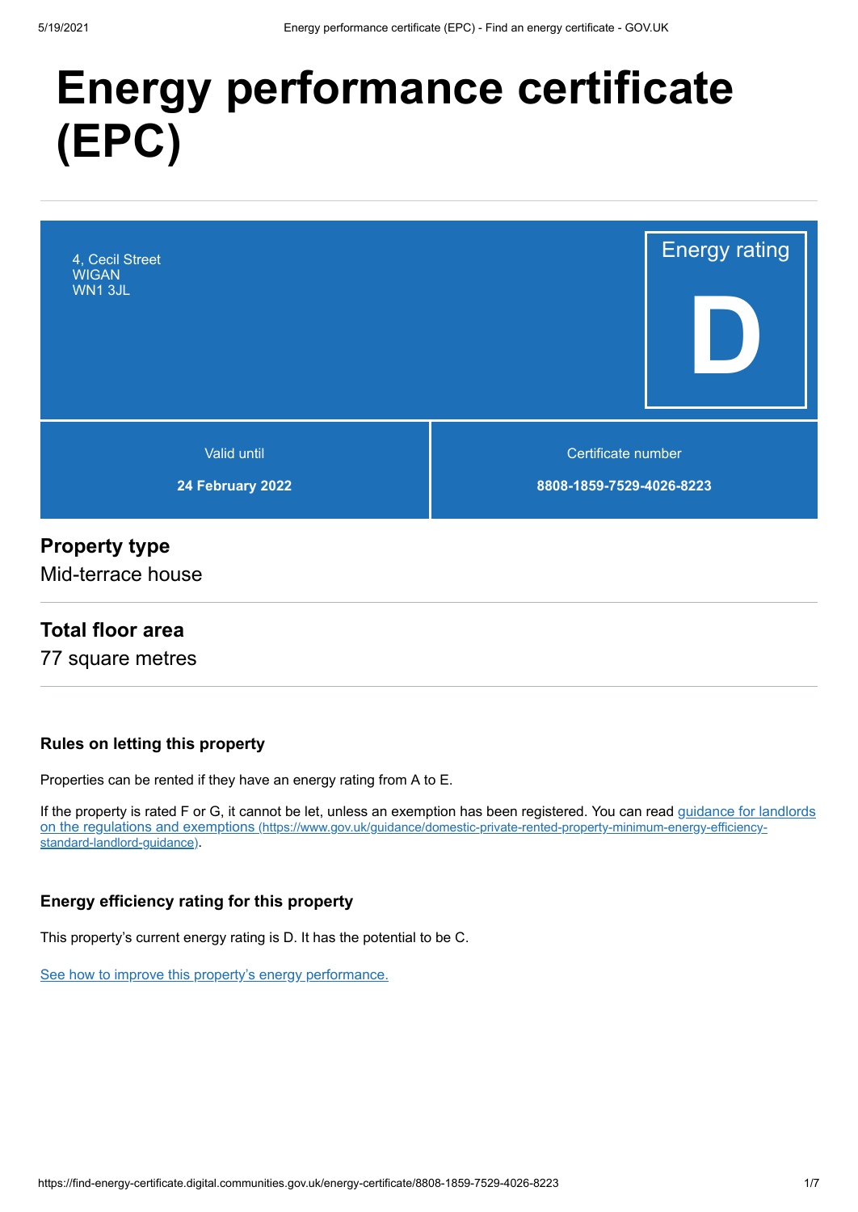# Energy performance certificate (EPC)

4, Cecil Street
WIGAN
WN1 3JL

Energy rating

**D**

| Valid until | Certificate number |
| --- | --- |
| **24 February 2022** | **8808-1859-7529-4026-8223** |

## Property type

Mid-terrace house

## Total floor area

77 square metres

### Rules on letting this property

Properties can be rented if they have an energy rating from A to E.

If the property is rated F or G, it cannot be let, unless an exemption has been registered. You can read guidance for landlords on the regulations and exemptions (https://www.gov.uk/guidance/domestic-private-rented-property-minimum-energy-efficiency-standard-landlord-guidance).

### Energy efficiency rating for this property

This property's current energy rating is D. It has the potential to be C.

See how to improve this property's energy performance.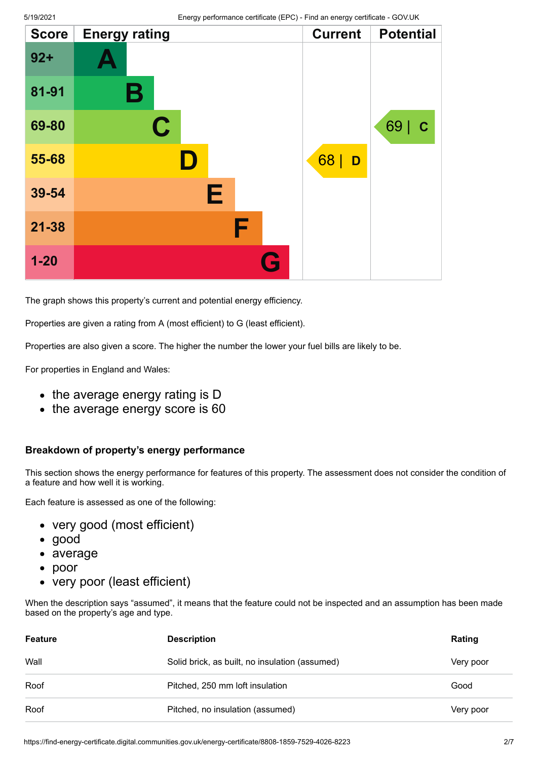| Score | Energy rating | Current | Potential |
|---|---|---|---|
| 92+ | A | | |
| 81-91 | B | | |
| 69-80 | C | | 69 \| C |
| 55-68 | D | 68 \| D | |
| 39-54 | E | | |
| 21-38 | F | | |
| 1-20 | G | | |

The graph shows this property's current and potential energy efficiency.

Properties are given a rating from A (most efficient) to G (least efficient).

Properties are also given a score. The higher the number the lower your fuel bills are likely to be.

For properties in England and Wales:

- the average energy rating is D
- the average energy score is 60

### Breakdown of property's energy performance

This section shows the energy performance for features of this property. The assessment does not consider the condition of a feature and how well it is working.

Each feature is assessed as one of the following:

- very good (most efficient)
- good
- average
- poor
- very poor (least efficient)

When the description says "assumed", it means that the feature could not be inspected and an assumption has been made based on the property's age and type.

| Feature | Description | Rating |
|---|---|---|
| Wall | Solid brick, as built, no insulation (assumed) | Very poor |
| Roof | Pitched, 250 mm loft insulation | Good |
| Roof | Pitched, no insulation (assumed) | Very poor |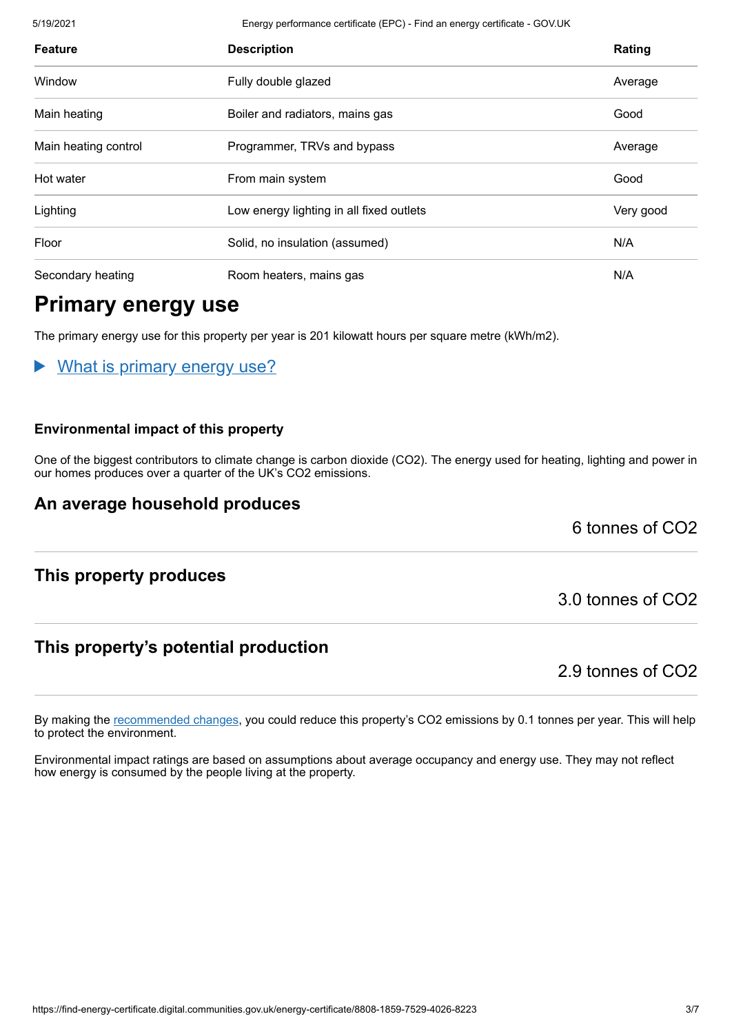| Feature | Description | Rating |
|---|---|---|
| Window | Fully double glazed | Average |
| Main heating | Boiler and radiators, mains gas | Good |
| Main heating control | Programmer, TRVs and bypass | Average |
| Hot water | From main system | Good |
| Lighting | Low energy lighting in all fixed outlets | Very good |
| Floor | Solid, no insulation (assumed) | N/A |
| Secondary heating | Room heaters, mains gas | N/A |

# Primary energy use

The primary energy use for this property per year is 201 kilowatt hours per square metre (kWh/m2).

▶ What is primary energy use?

### Environmental impact of this property

One of the biggest contributors to climate change is carbon dioxide ($CO_2$). The energy used for heating, lighting and power in our homes produces over a quarter of the UK's $CO_2$ emissions.

## An average household produces

6 tonnes of $CO_2$

## This property produces

3.0 tonnes of $CO_2$

## This property's potential production

2.9 tonnes of $CO_2$

By making the recommended changes, you could reduce this property's $CO_2$ emissions by 0.1 tonnes per year. This will help to protect the environment.

Environmental impact ratings are based on assumptions about average occupancy and energy use. They may not reflect how energy is consumed by the people living at the property.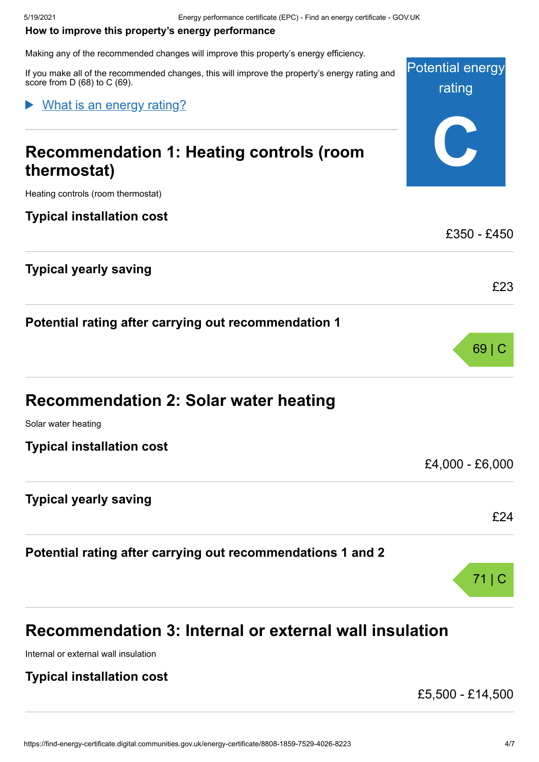**How to improve this property's energy performance**

Making any of the recommended changes will improve this property's energy efficiency.

If you make all of the recommended changes, this will improve the property's energy rating and score from D (68) to C (69).

Potential energy rating

**C**

▶ What is an energy rating?

## Recommendation 1: Heating controls (room thermostat)

Heating controls (room thermostat)

**Typical installation cost**

£350 - £450

**Typical yearly saving**

£23

**Potential rating after carrying out recommendation 1**

69 | C

## Recommendation 2: Solar water heating

Solar water heating

**Typical installation cost**

£4,000 - £6,000

**Typical yearly saving**

£24

**Potential rating after carrying out recommendations 1 and 2**

71 | C

## Recommendation 3: Internal or external wall insulation

Internal or external wall insulation

**Typical installation cost**

£5,500 - £14,500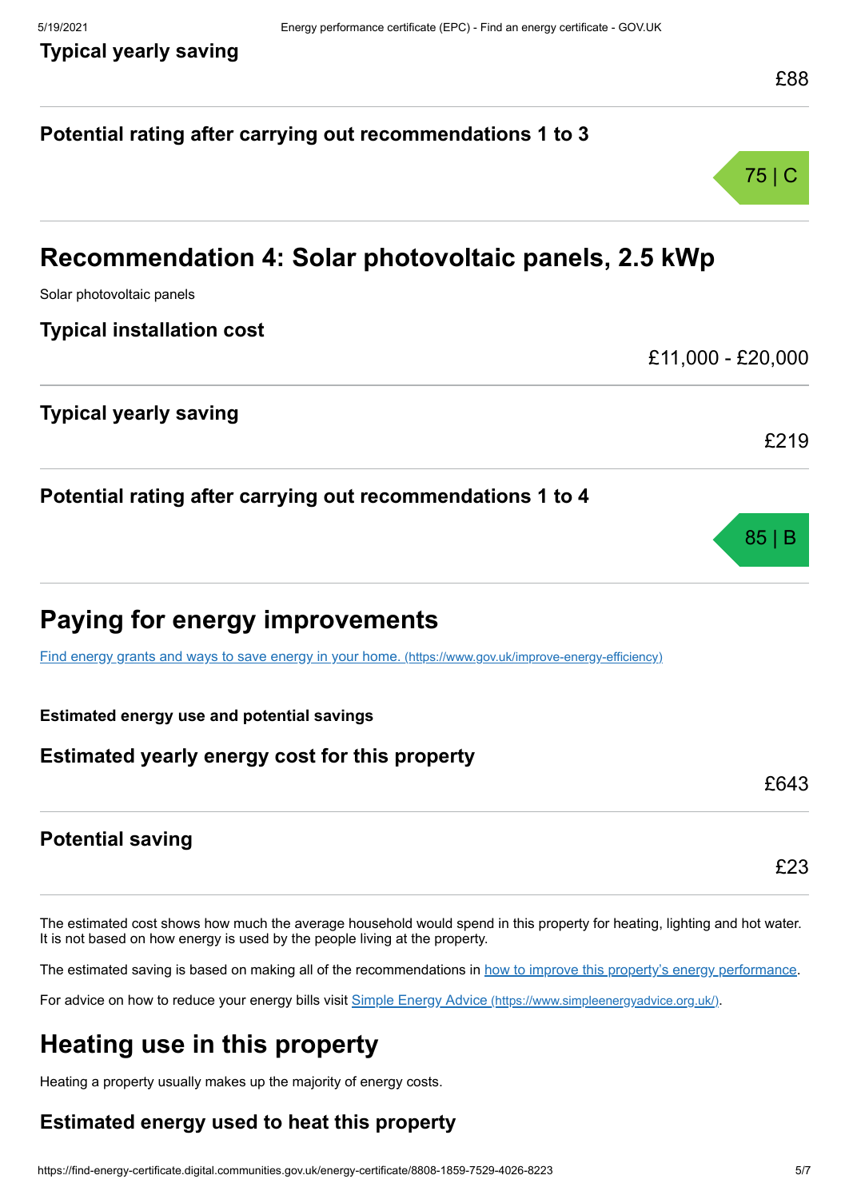### Typical yearly saving

£88

### Potential rating after carrying out recommendations 1 to 3

75 | C

## Recommendation 4: Solar photovoltaic panels, 2.5 kWp

Solar photovoltaic panels

### Typical installation cost

£11,000 - £20,000

### Typical yearly saving

£219

### Potential rating after carrying out recommendations 1 to 4

85 | B

## Paying for energy improvements

[Find energy grants and ways to save energy in your home. (https://www.gov.uk/improve-energy-efficiency)](https://www.gov.uk/improve-energy-efficiency)

**Estimated energy use and potential savings**

### Estimated yearly energy cost for this property

£643

### Potential saving

£23

The estimated cost shows how much the average household would spend in this property for heating, lighting and hot water. It is not based on how energy is used by the people living at the property.

The estimated saving is based on making all of the recommendations in how to improve this property's energy performance.

For advice on how to reduce your energy bills visit [Simple Energy Advice (https://www.simpleenergyadvice.org.uk/)](https://www.simpleenergyadvice.org.uk/).

## Heating use in this property

Heating a property usually makes up the majority of energy costs.

### Estimated energy used to heat this property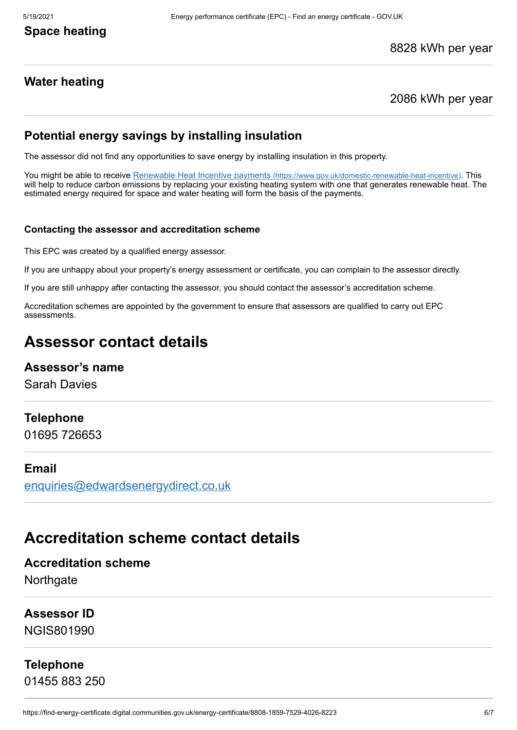### Space heating

8828 kWh per year

### Water heating

2086 kWh per year

### Potential energy savings by installing insulation

The assessor did not find any opportunities to save energy by installing insulation in this property.

You might be able to receive [Renewable Heat Incentive payments (https://www.gov.uk/domestic-renewable-heat-incentive)](https://www.gov.uk/domestic-renewable-heat-incentive). This will help to reduce carbon emissions by replacing your existing heating system with one that generates renewable heat. The estimated energy required for space and water heating will form the basis of the payments.

#### Contacting the assessor and accreditation scheme

This EPC was created by a qualified energy assessor.

If you are unhappy about your property's energy assessment or certificate, you can complain to the assessor directly.

If you are still unhappy after contacting the assessor, you should contact the assessor's accreditation scheme.

Accreditation schemes are appointed by the government to ensure that assessors are qualified to carry out EPC assessments.

## Assessor contact details

### Assessor's name

Sarah Davies

### Telephone

01695 726653

### Email

[enquiries@edwardsenergydirect.co.uk](mailto:enquiries@edwardsenergydirect.co.uk)

## Accreditation scheme contact details

### Accreditation scheme

Northgate

### Assessor ID

NGIS801990

### Telephone

01455 883 250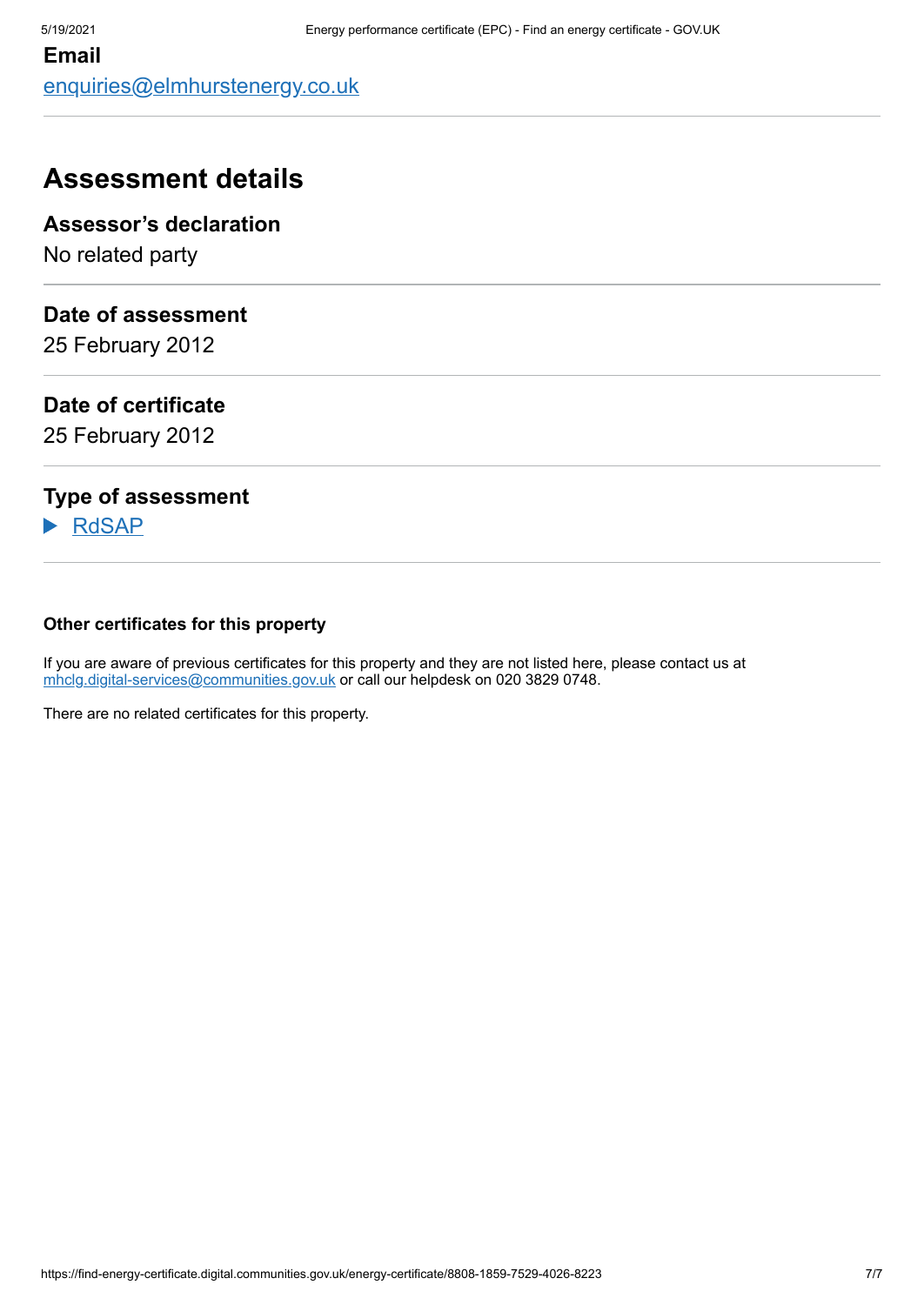**Email**

enquiries@elmhurstenergy.co.uk

## Assessment details

**Assessor's declaration**

No related party

**Date of assessment**

25 February 2012

**Date of certificate**

25 February 2012

**Type of assessment**

▶ RdSAP

**Other certificates for this property**

If you are aware of previous certificates for this property and they are not listed here, please contact us at mhclg.digital-services@communities.gov.uk or call our helpdesk on 020 3829 0748.

There are no related certificates for this property.